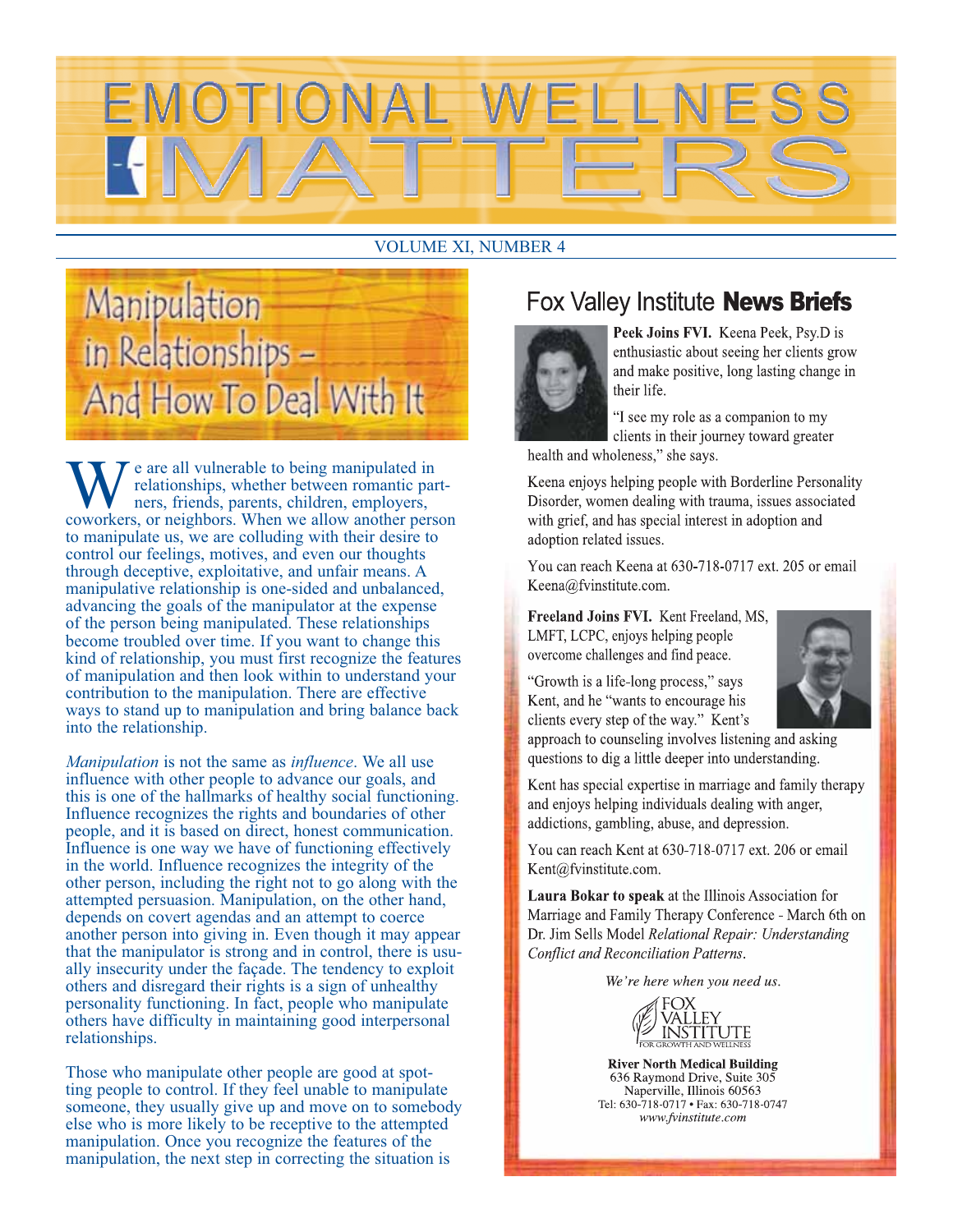# EMOTIONAL WELLNESS MATTERS

VOLUME XI, NUMBER 4

## Manipulation in Relationships – And How To Deal With It

We are all vulnerable to being manipulated in relationships, whether between romantic partners, friends, parents, children, employers, coworkers, or neighbors. When we allow another person to manipulate us, we are colluding with their desire to control our feelings, motives, and even our thoughts through deceptive, exploitative, and unfair means. A manipulative relationship is one-sided and unbalanced, advancing the goals of the manipulator at the expense of the person being manipulated. These relationships become troubled over time. If you want to change this kind of relationship, you must first recognize the features of manipulation and then look within to understand your contribution to the manipulation. There are effective ways to stand up to manipulation and bring balance back into the relationship.

*Manipulation* is not the same as *influence*. We all use influence with other people to advance our goals, and this is one of the hallmarks of healthy social functioning. Influence recognizes the rights and boundaries of other people, and it is based on direct, honest communication. Influence is one way we have of functioning effectively in the world. Influence recognizes the integrity of the other person, including the right not to go along with the attempted persuasion. Manipulation, on the other hand, depends on covert agendas and an attempt to coerce another person into giving in. Even though it may appear that the manipulator is strong and in control, there is usually insecurity under the façade. The tendency to exploit others and disregard their rights is a sign of unhealthy personality functioning. In fact, people who manipulate others have difficulty in maintaining good interpersonal relationships.

Those who manipulate other people are good at spotting people to control. If they feel unable to manipulate someone, they usually give up and move on to somebody else who is more likely to be receptive to the attempted manipulation. Once you recognize the features of the manipulation, the next step in correcting the situation is

## Fox Valley Institute **News Briefs**

**Peek Joins FVI.** Keena Peek, Psy.D is enthusiastic about seeing her clients grow and make positive, long lasting change in their life.

"I see my role as a companion to my clients in their journey toward greater health and wholeness," she says.

Keena enjoys helping people with Borderline Personality Disorder, women dealing with trauma, issues associated with grief, and has special interest in adoption and adoption related issues.

You can reach Keena at 630-718-0717 ext. 205 or email Keena@fvinstitute.com.

**Freeland Joins FVI.** Kent Freeland, MS, LMFT, LCPC, enjoys helping people overcome challenges and find peace.

"Growth is a life-long process," says Kent, and he "wants to encourage his clients every step of the way." Kent's approach to counseling involves listening and asking questions to dig a little deeper into understanding.

Kent has special expertise in marriage and family therapy and enjoys helping individuals dealing with anger, addictions, gambling, abuse, and depression.

You can reach Kent at 630-718-0717 ext. 206 or email Kent@fvinstitute.com.

**Laura Bokar to speak** at the Illinois Association for Marriage and Family Therapy Conference - March 6th on Dr. Jim Sells Model *Relational Repair: Understanding Conflict and Reconciliation Patterns*.

*We're here when you need us.*

FOX VALLEY INSTITUTE
FOR GROWTH AND WELLNESS

**River North Medical Building**
636 Raymond Drive, Suite 305
Naperville, Illinois 60563
Tel: 630-718-0717 • Fax: 630-718-0747
*www.fvinstitute.com*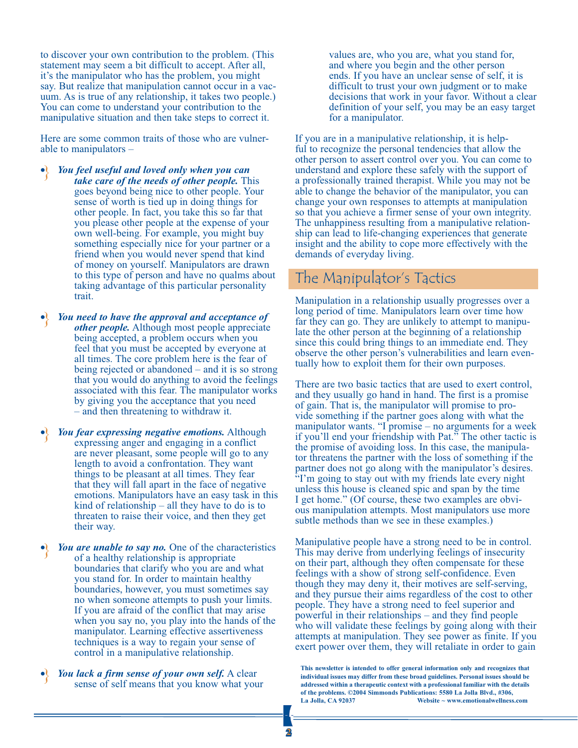to discover your own contribution to the problem. (This statement may seem a bit difficult to accept. After all, it's the manipulator who has the problem, you might say. But realize that manipulation cannot occur in a vacuum. As is true of any relationship, it takes two people.) You can come to understand your contribution to the manipulative situation and then take steps to correct it.

Here are some common traits of those who are vulnerable to manipulators –

- ***You feel useful and loved only when you can take care of the needs of other people.*** This goes beyond being nice to other people. Your sense of worth is tied up in doing things for other people. In fact, you take this so far that you please other people at the expense of your own well-being. For example, you might buy something especially nice for your partner or a friend when you would never spend that kind of money on yourself. Manipulators are drawn to this type of person and have no qualms about taking advantage of this particular personality trait.

- ***You need to have the approval and acceptance of other people.*** Although most people appreciate being accepted, a problem occurs when you feel that you must be accepted by everyone at all times. The core problem here is the fear of being rejected or abandoned – and it is so strong that you would do anything to avoid the feelings associated with this fear. The manipulator works by giving you the acceptance that you need – and then threatening to withdraw it.

- ***You fear expressing negative emotions.*** Although expressing anger and engaging in a conflict are never pleasant, some people will go to any length to avoid a confrontation. They want things to be pleasant at all times. They fear that they will fall apart in the face of negative emotions. Manipulators have an easy task in this kind of relationship – all they have to do is to threaten to raise their voice, and then they get their way.

- ***You are unable to say no.*** One of the characteristics of a healthy relationship is appropriate boundaries that clarify who you are and what you stand for. In order to maintain healthy boundaries, however, you must sometimes say no when someone attempts to push your limits. If you are afraid of the conflict that may arise when you say no, you play into the hands of the manipulator. Learning effective assertiveness techniques is a way to regain your sense of control in a manipulative relationship.

- ***You lack a firm sense of your own self.*** A clear sense of self means that you know what your values are, who you are, what you stand for, and where you begin and the other person ends. If you have an unclear sense of self, it is difficult to trust your own judgment or to make decisions that work in your favor. Without a clear definition of your self, you may be an easy target for a manipulator.

If you are in a manipulative relationship, it is helpful to recognize the personal tendencies that allow the other person to assert control over you. You can come to understand and explore these safely with the support of a professionally trained therapist. While you may not be able to change the behavior of the manipulator, you can change your own responses to attempts at manipulation so that you achieve a firmer sense of your own integrity. The unhappiness resulting from a manipulative relationship can lead to life-changing experiences that generate insight and the ability to cope more effectively with the demands of everyday living.

## The Manipulator's Tactics

Manipulation in a relationship usually progresses over a long period of time. Manipulators learn over time how far they can go. They are unlikely to attempt to manipulate the other person at the beginning of a relationship since this could bring things to an immediate end. They observe the other person's vulnerabilities and learn eventually how to exploit them for their own purposes.

There are two basic tactics that are used to exert control, and they usually go hand in hand. The first is a promise of gain. That is, the manipulator will promise to provide something if the partner goes along with what the manipulator wants. "I promise – no arguments for a week if you'll end your friendship with Pat." The other tactic is the promise of avoiding loss. In this case, the manipulator threatens the partner with the loss of something if the partner does not go along with the manipulator's desires. "I'm going to stay out with my friends late every night unless this house is cleaned spic and span by the time I get home." (Of course, these two examples are obvious manipulation attempts. Most manipulators use more subtle methods than we see in these examples.)

Manipulative people have a strong need to be in control. This may derive from underlying feelings of insecurity on their part, although they often compensate for these feelings with a show of strong self-confidence. Even though they may deny it, their motives are self-serving, and they pursue their aims regardless of the cost to other people. They have a strong need to feel superior and powerful in their relationships – and they find people who will validate these feelings by going along with their attempts at manipulation. They see power as finite. If you exert power over them, they will retaliate in order to gain

**This newsletter is intended to offer general information only and recognizes that individual issues may differ from these broad guidelines. Personal issues should be addressed within a therapeutic context with a professional familiar with the details of the problems. ©2004 Simmonds Publications: 5580 La Jolla Blvd., #306, La Jolla, CA 92037 Website ~ www.emotionalwellness.com**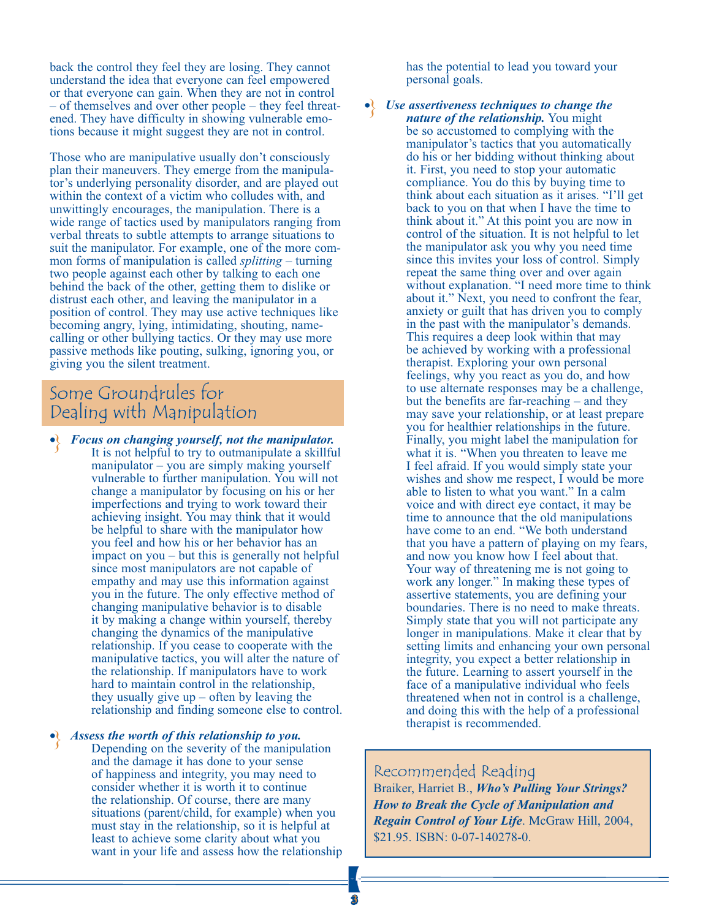back the control they feel they are losing. They cannot understand the idea that everyone can feel empowered or that everyone can gain. When they are not in control – of themselves and over other people – they feel threatened. They have difficulty in showing vulnerable emotions because it might suggest they are not in control.

Those who are manipulative usually don't consciously plan their maneuvers. They emerge from the manipulator's underlying personality disorder, and are played out within the context of a victim who colludes with, and unwittingly encourages, the manipulation. There is a wide range of tactics used by manipulators ranging from verbal threats to subtle attempts to arrange situations to suit the manipulator. For example, one of the more common forms of manipulation is called *splitting* – turning two people against each other by talking to each one behind the back of the other, getting them to dislike or distrust each other, and leaving the manipulator in a position of control. They may use active techniques like becoming angry, lying, intimidating, shouting, name-calling or other bullying tactics. Or they may use more passive methods like pouting, sulking, ignoring you, or giving you the silent treatment.

## Some Groundrules for Dealing with Manipulation

- ***Focus on changing yourself, not the manipulator.*** It is not helpful to try to outmanipulate a skillful manipulator – you are simply making yourself vulnerable to further manipulation. You will not change a manipulator by focusing on his or her imperfections and trying to work toward their achieving insight. You may think that it would be helpful to share with the manipulator how you feel and how his or her behavior has an impact on you – but this is generally not helpful since most manipulators are not capable of empathy and may use this information against you in the future. The only effective method of changing manipulative behavior is to disable it by making a change within yourself, thereby changing the dynamics of the manipulative relationship. If you cease to cooperate with the manipulative tactics, you will alter the nature of the relationship. If manipulators have to work hard to maintain control in the relationship, they usually give up – often by leaving the relationship and finding someone else to control.

- ***Assess the worth of this relationship to you.*** Depending on the severity of the manipulation and the damage it has done to your sense of happiness and integrity, you may need to consider whether it is worth it to continue the relationship. Of course, there are many situations (parent/child, for example) when you must stay in the relationship, so it is helpful at least to achieve some clarity about what you want in your life and assess how the relationship has the potential to lead you toward your personal goals.

- ***Use assertiveness techniques to change the nature of the relationship.*** You might be so accustomed to complying with the manipulator's tactics that you automatically do his or her bidding without thinking about it. First, you need to stop your automatic compliance. You do this by buying time to think about each situation as it arises. "I'll get back to you on that when I have the time to think about it." At this point you are now in control of the situation. It is not helpful to let the manipulator ask you why you need time since this invites your loss of control. Simply repeat the same thing over and over again without explanation. "I need more time to think about it." Next, you need to confront the fear, anxiety or guilt that has driven you to comply in the past with the manipulator's demands. This requires a deep look within that may be achieved by working with a professional therapist. Exploring your own personal feelings, why you react as you do, and how to use alternate responses may be a challenge, but the benefits are far-reaching – and they may save your relationship, or at least prepare you for healthier relationships in the future. Finally, you might label the manipulation for what it is. "When you threaten to leave me I feel afraid. If you would simply state your wishes and show me respect, I would be more able to listen to what you want." In a calm voice and with direct eye contact, it may be time to announce that the old manipulations have come to an end. "We both understand that you have a pattern of playing on my fears, and now you know how I feel about that. Your way of threatening me is not going to work any longer." In making these types of assertive statements, you are defining your boundaries. There is no need to make threats. Simply state that you will not participate any longer in manipulations. Make it clear that by setting limits and enhancing your own personal integrity, you expect a better relationship in the future. Learning to assert yourself in the face of a manipulative individual who feels threatened when not in control is a challenge, and doing this with the help of a professional therapist is recommended.

### Recommended Reading

Braiker, Harriet B., ***Who's Pulling Your Strings? How to Break the Cycle of Manipulation and Regain Control of Your Life***. McGraw Hill, 2004, $21.95. ISBN: 0-07-140278-0.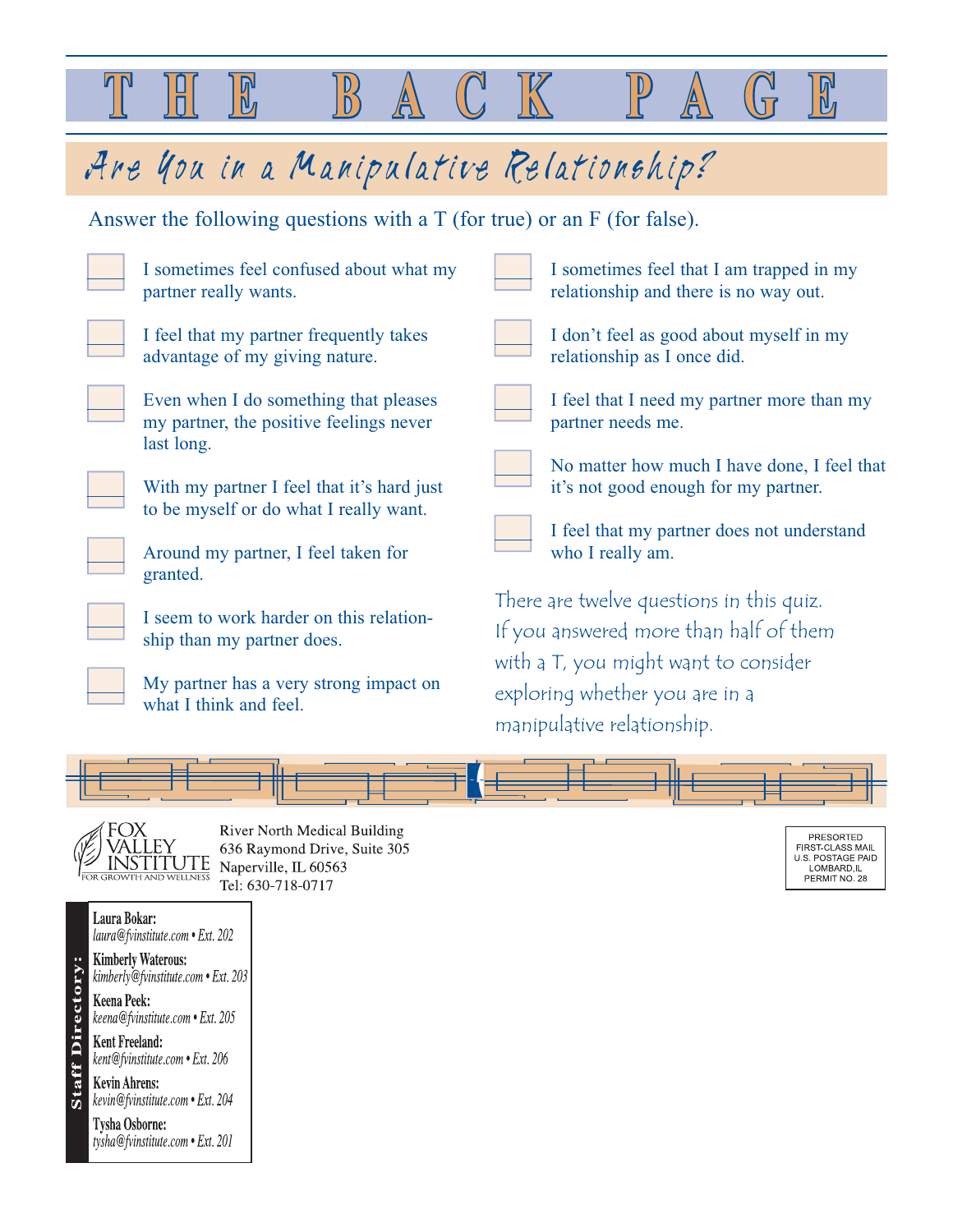# THE BACK PAGE

## Are You in a Manipulative Relationship?

Answer the following questions with a T (for true) or an F (for false).

- I sometimes feel confused about what my partner really wants.
- I feel that my partner frequently takes advantage of my giving nature.
- Even when I do something that pleases my partner, the positive feelings never last long.
- With my partner I feel that it's hard just to be myself or do what I really want.
- Around my partner, I feel taken for granted.
- I seem to work harder on this relationship than my partner does.
- My partner has a very strong impact on what I think and feel.
- I sometimes feel that I am trapped in my relationship and there is no way out.
- I don't feel as good about myself in my relationship as I once did.
- I feel that I need my partner more than my partner needs me.
- No matter how much I have done, I feel that it's not good enough for my partner.
- I feel that my partner does not understand who I really am.

There are twelve questions in this quiz. If you answered more than half of them with a T, you might want to consider exploring whether you are in a manipulative relationship.

FOX VALLEY INSTITUTE FOR GROWTH AND WELLNESS

River North Medical Building
636 Raymond Drive, Suite 305
Naperville, IL 60563
Tel: 630-718-0717

PRESORTED
FIRST-CLASS MAIL
U.S. POSTAGE PAID
LOMBARD, IL
PERMIT NO. 28

**Staff Directory:**

**Laura Bokar:**
*laura@fvinstitute.com • Ext. 202*

**Kimberly Waterous:**
*kimberly@fvinstitute.com • Ext. 203*

**Keena Peek:**
*keena@fvinstitute.com • Ext. 205*

**Kent Freeland:**
*kent@fvinstitute.com • Ext. 206*

**Kevin Ahrens:**
*kevin@fvinstitute.com • Ext. 204*

**Tysha Osborne:**
*tysha@fvinstitute.com • Ext. 201*